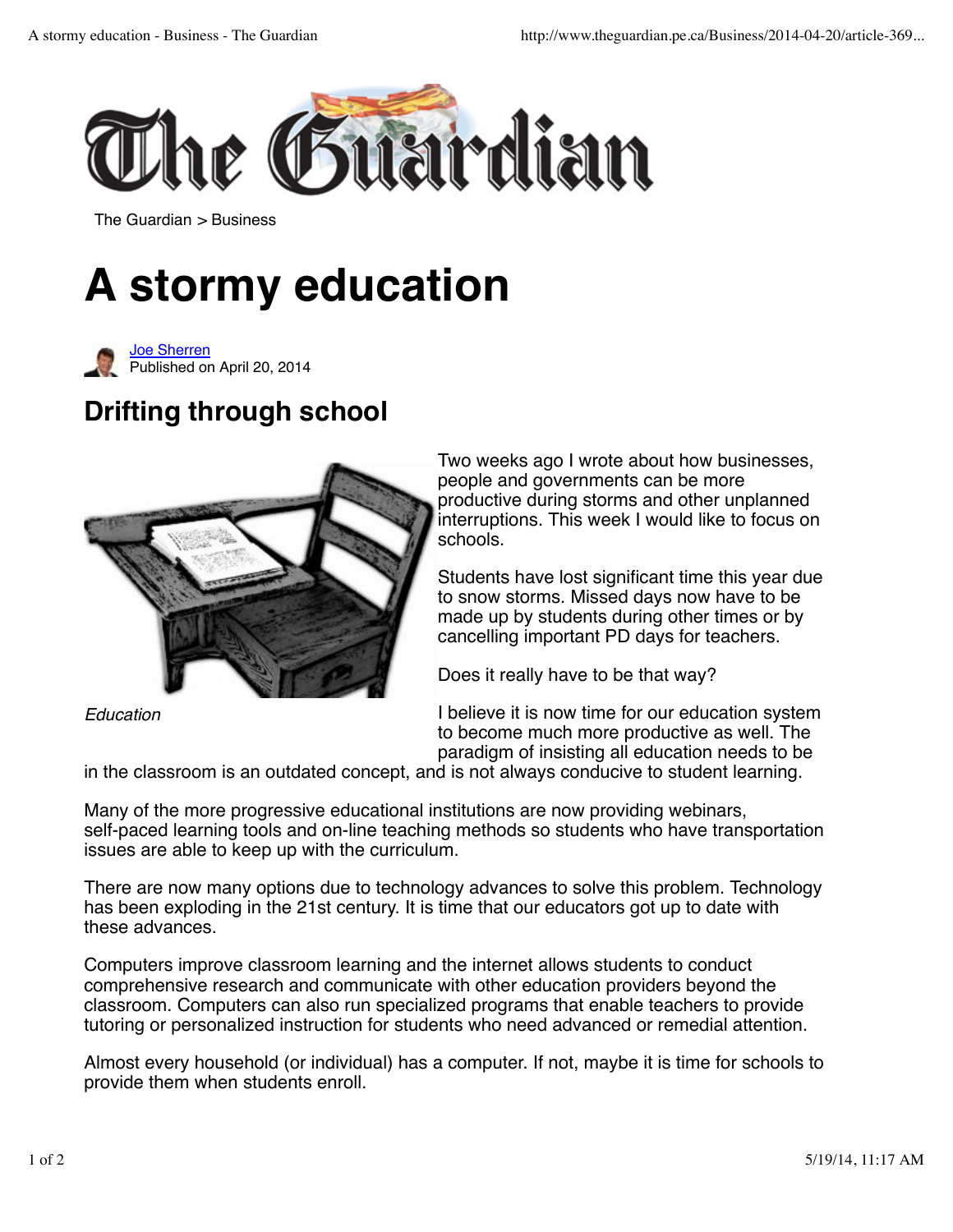The Guardian > Business

# A stormy education

Joe Sherren
Published on April 20, 2014

## Drifting through school

Education

Two weeks ago I wrote about how businesses, people and governments can be more productive during storms and other unplanned interruptions. This week I would like to focus on schools.

Students have lost significant time this year due to snow storms. Missed days now have to be made up by students during other times or by cancelling important PD days for teachers.

Does it really have to be that way?

I believe it is now time for our education system to become much more productive as well. The paradigm of insisting all education needs to be in the classroom is an outdated concept, and is not always conducive to student learning.

Many of the more progressive educational institutions are now providing webinars, self-paced learning tools and on-line teaching methods so students who have transportation issues are able to keep up with the curriculum.

There are now many options due to technology advances to solve this problem. Technology has been exploding in the 21st century. It is time that our educators got up to date with these advances.

Computers improve classroom learning and the internet allows students to conduct comprehensive research and communicate with other education providers beyond the classroom. Computers can also run specialized programs that enable teachers to provide tutoring or personalized instruction for students who need advanced or remedial attention.

Almost every household (or individual) has a computer. If not, maybe it is time for schools to provide them when students enroll.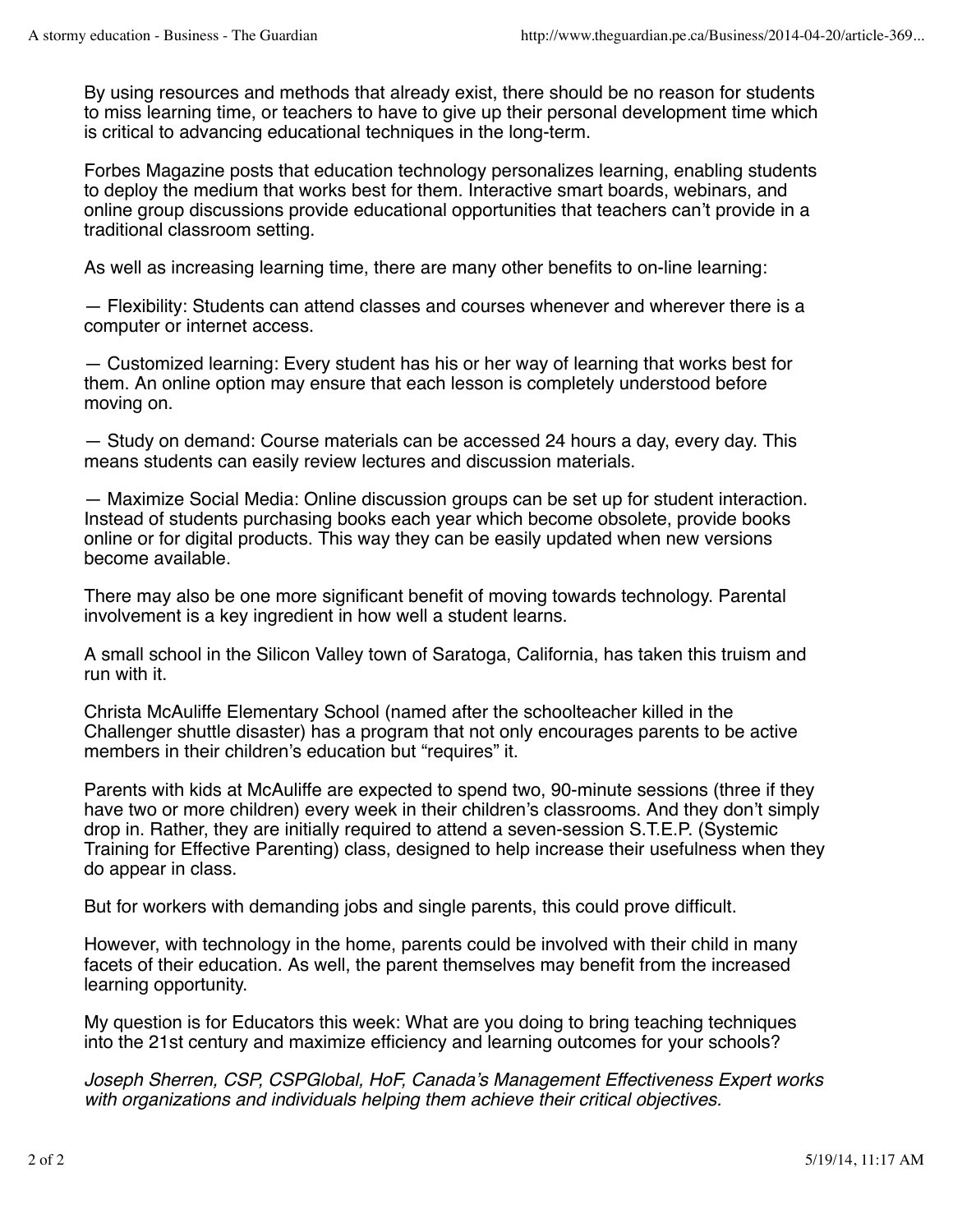By using resources and methods that already exist, there should be no reason for students to miss learning time, or teachers to have to give up their personal development time which is critical to advancing educational techniques in the long-term.

Forbes Magazine posts that education technology personalizes learning, enabling students to deploy the medium that works best for them. Interactive smart boards, webinars, and online group discussions provide educational opportunities that teachers can't provide in a traditional classroom setting.

As well as increasing learning time, there are many other benefits to on-line learning:

— Flexibility: Students can attend classes and courses whenever and wherever there is a computer or internet access.

— Customized learning: Every student has his or her way of learning that works best for them. An online option may ensure that each lesson is completely understood before moving on.

— Study on demand: Course materials can be accessed 24 hours a day, every day. This means students can easily review lectures and discussion materials.

— Maximize Social Media: Online discussion groups can be set up for student interaction. Instead of students purchasing books each year which become obsolete, provide books online or for digital products. This way they can be easily updated when new versions become available.

There may also be one more significant benefit of moving towards technology. Parental involvement is a key ingredient in how well a student learns.

A small school in the Silicon Valley town of Saratoga, California, has taken this truism and run with it.

Christa McAuliffe Elementary School (named after the schoolteacher killed in the Challenger shuttle disaster) has a program that not only encourages parents to be active members in their children's education but "requires" it.

Parents with kids at McAuliffe are expected to spend two, 90-minute sessions (three if they have two or more children) every week in their children's classrooms. And they don't simply drop in. Rather, they are initially required to attend a seven-session S.T.E.P. (Systemic Training for Effective Parenting) class, designed to help increase their usefulness when they do appear in class.

But for workers with demanding jobs and single parents, this could prove difficult.

However, with technology in the home, parents could be involved with their child in many facets of their education. As well, the parent themselves may benefit from the increased learning opportunity.

My question is for Educators this week: What are you doing to bring teaching techniques into the 21st century and maximize efficiency and learning outcomes for your schools?

*Joseph Sherren, CSP, CSPGlobal, HoF, Canada's Management Effectiveness Expert works with organizations and individuals helping them achieve their critical objectives.*